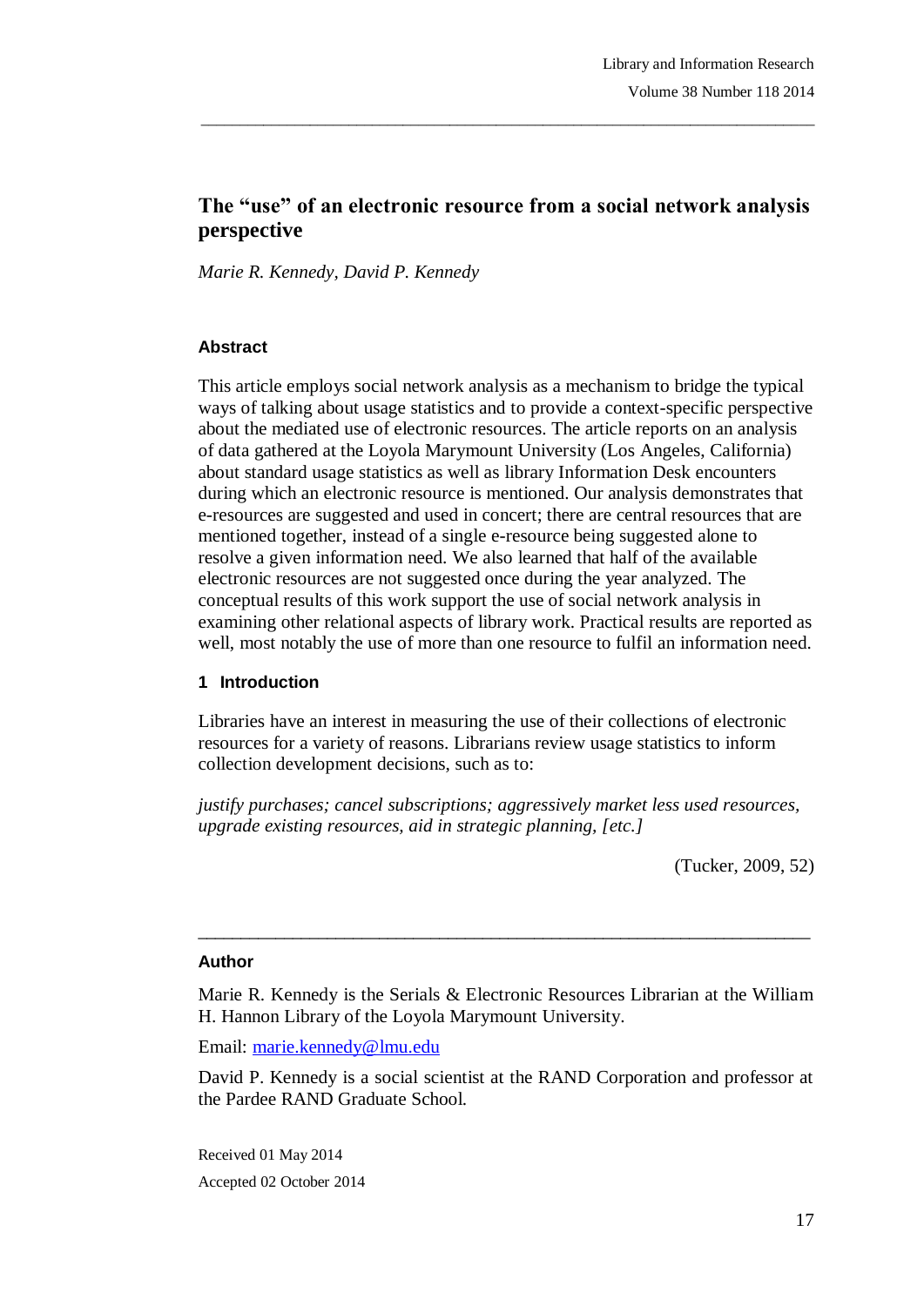# The "use" of an electronic resource from a social network analysis perspective

*Marie R. Kennedy, David P. Kennedy*

## Abstract

This article employs social network analysis as a mechanism to bridge the typical ways of talking about usage statistics and to provide a context-specific perspective about the mediated use of electronic resources. The article reports on an analysis of data gathered at the Loyola Marymount University (Los Angeles, California) about standard usage statistics as well as library Information Desk encounters during which an electronic resource is mentioned. Our analysis demonstrates that e-resources are suggested and used in concert; there are central resources that are mentioned together, instead of a single e-resource being suggested alone to resolve a given information need. We also learned that half of the available electronic resources are not suggested once during the year analyzed. The conceptual results of this work support the use of social network analysis in examining other relational aspects of library work. Practical results are reported as well, most notably the use of more than one resource to fulfil an information need.

## 1 Introduction

Libraries have an interest in measuring the use of their collections of electronic resources for a variety of reasons. Librarians review usage statistics to inform collection development decisions, such as to:

*justify purchases; cancel subscriptions; aggressively market less used resources, upgrade existing resources, aid in strategic planning, [etc.]*

(Tucker, 2009, 52)

---

### Author

Marie R. Kennedy is the Serials & Electronic Resources Librarian at the William H. Hannon Library of the Loyola Marymount University.

Email: marie.kennedy@lmu.edu

David P. Kennedy is a social scientist at the RAND Corporation and professor at the Pardee RAND Graduate School.

Received 01 May 2014

Accepted 02 October 2014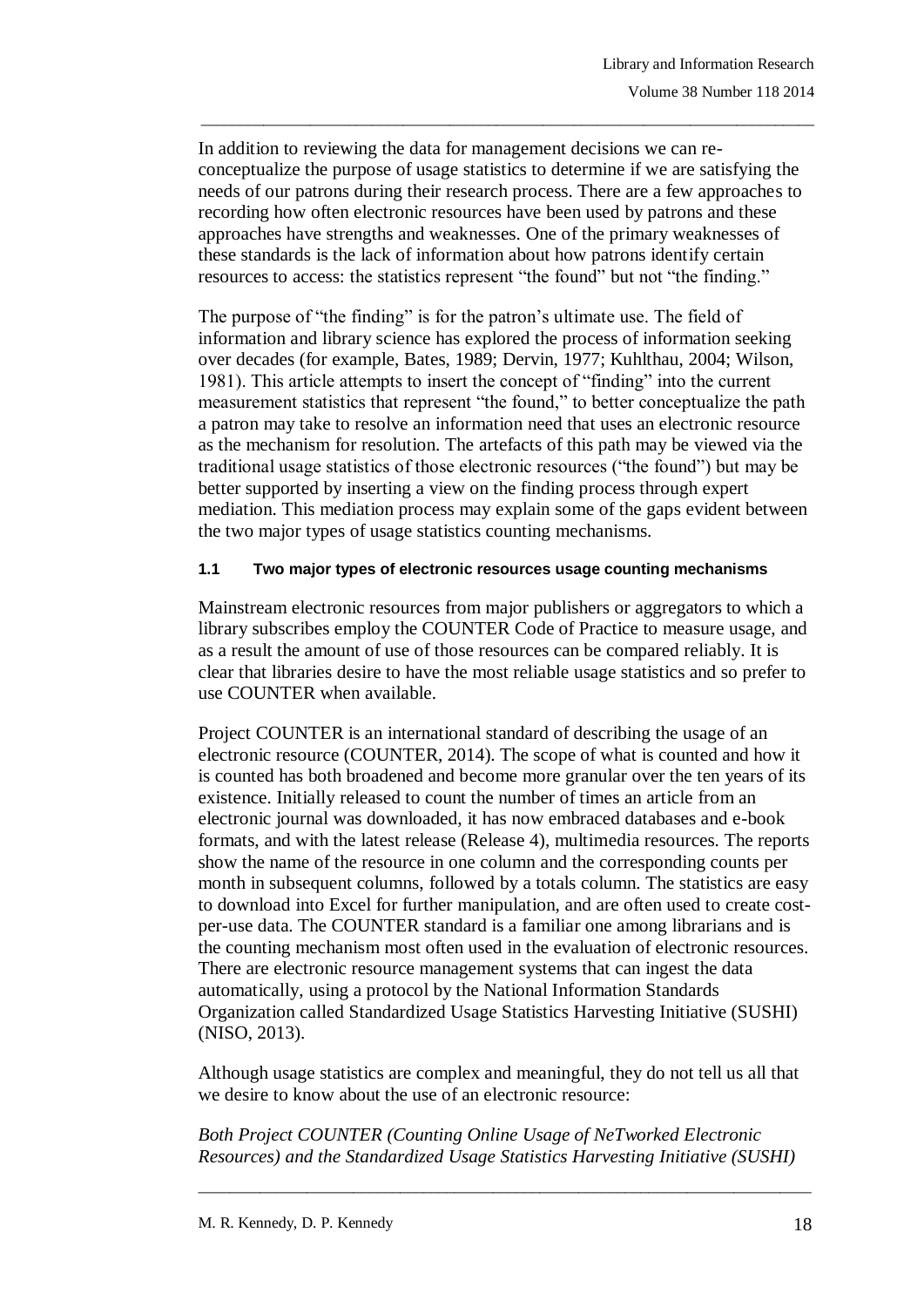In addition to reviewing the data for management decisions we can re-conceptualize the purpose of usage statistics to determine if we are satisfying the needs of our patrons during their research process. There are a few approaches to recording how often electronic resources have been used by patrons and these approaches have strengths and weaknesses. One of the primary weaknesses of these standards is the lack of information about how patrons identify certain resources to access: the statistics represent "the found" but not "the finding."

The purpose of "the finding" is for the patron's ultimate use. The field of information and library science has explored the process of information seeking over decades (for example, Bates, 1989; Dervin, 1977; Kuhlthau, 2004; Wilson, 1981). This article attempts to insert the concept of "finding" into the current measurement statistics that represent "the found," to better conceptualize the path a patron may take to resolve an information need that uses an electronic resource as the mechanism for resolution. The artefacts of this path may be viewed via the traditional usage statistics of those electronic resources ("the found") but may be better supported by inserting a view on the finding process through expert mediation. This mediation process may explain some of the gaps evident between the two major types of usage statistics counting mechanisms.

### 1.1 Two major types of electronic resources usage counting mechanisms

Mainstream electronic resources from major publishers or aggregators to which a library subscribes employ the COUNTER Code of Practice to measure usage, and as a result the amount of use of those resources can be compared reliably. It is clear that libraries desire to have the most reliable usage statistics and so prefer to use COUNTER when available.

Project COUNTER is an international standard of describing the usage of an electronic resource (COUNTER, 2014). The scope of what is counted and how it is counted has both broadened and become more granular over the ten years of its existence. Initially released to count the number of times an article from an electronic journal was downloaded, it has now embraced databases and e-book formats, and with the latest release (Release 4), multimedia resources. The reports show the name of the resource in one column and the corresponding counts per month in subsequent columns, followed by a totals column. The statistics are easy to download into Excel for further manipulation, and are often used to create cost-per-use data. The COUNTER standard is a familiar one among librarians and is the counting mechanism most often used in the evaluation of electronic resources. There are electronic resource management systems that can ingest the data automatically, using a protocol by the National Information Standards Organization called Standardized Usage Statistics Harvesting Initiative (SUSHI) (NISO, 2013).

Although usage statistics are complex and meaningful, they do not tell us all that we desire to know about the use of an electronic resource:

*Both Project COUNTER (Counting Online Usage of NeTworked Electronic Resources) and the Standardized Usage Statistics Harvesting Initiative (SUSHI)*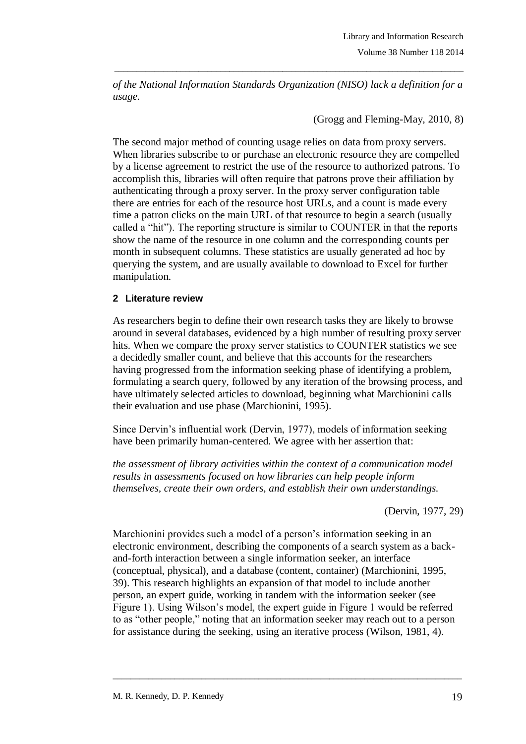*of the National Information Standards Organization (NISO) lack a definition for a usage.*

(Grogg and Fleming-May, 2010, 8)

The second major method of counting usage relies on data from proxy servers. When libraries subscribe to or purchase an electronic resource they are compelled by a license agreement to restrict the use of the resource to authorized patrons. To accomplish this, libraries will often require that patrons prove their affiliation by authenticating through a proxy server. In the proxy server configuration table there are entries for each of the resource host URLs, and a count is made every time a patron clicks on the main URL of that resource to begin a search (usually called a "hit"). The reporting structure is similar to COUNTER in that the reports show the name of the resource in one column and the corresponding counts per month in subsequent columns. These statistics are usually generated ad hoc by querying the system, and are usually available to download to Excel for further manipulation.

## 2 Literature review

As researchers begin to define their own research tasks they are likely to browse around in several databases, evidenced by a high number of resulting proxy server hits. When we compare the proxy server statistics to COUNTER statistics we see a decidedly smaller count, and believe that this accounts for the researchers having progressed from the information seeking phase of identifying a problem, formulating a search query, followed by any iteration of the browsing process, and have ultimately selected articles to download, beginning what Marchionini calls their evaluation and use phase (Marchionini, 1995).

Since Dervin's influential work (Dervin, 1977), models of information seeking have been primarily human-centered. We agree with her assertion that:

*the assessment of library activities within the context of a communication model results in assessments focused on how libraries can help people inform themselves, create their own orders, and establish their own understandings.*

(Dervin, 1977, 29)

Marchionini provides such a model of a person's information seeking in an electronic environment, describing the components of a search system as a back-and-forth interaction between a single information seeker, an interface (conceptual, physical), and a database (content, container) (Marchionini, 1995, 39). This research highlights an expansion of that model to include another person, an expert guide, working in tandem with the information seeker (see Figure 1). Using Wilson's model, the expert guide in Figure 1 would be referred to as "other people," noting that an information seeker may reach out to a person for assistance during the seeking, using an iterative process (Wilson, 1981, 4).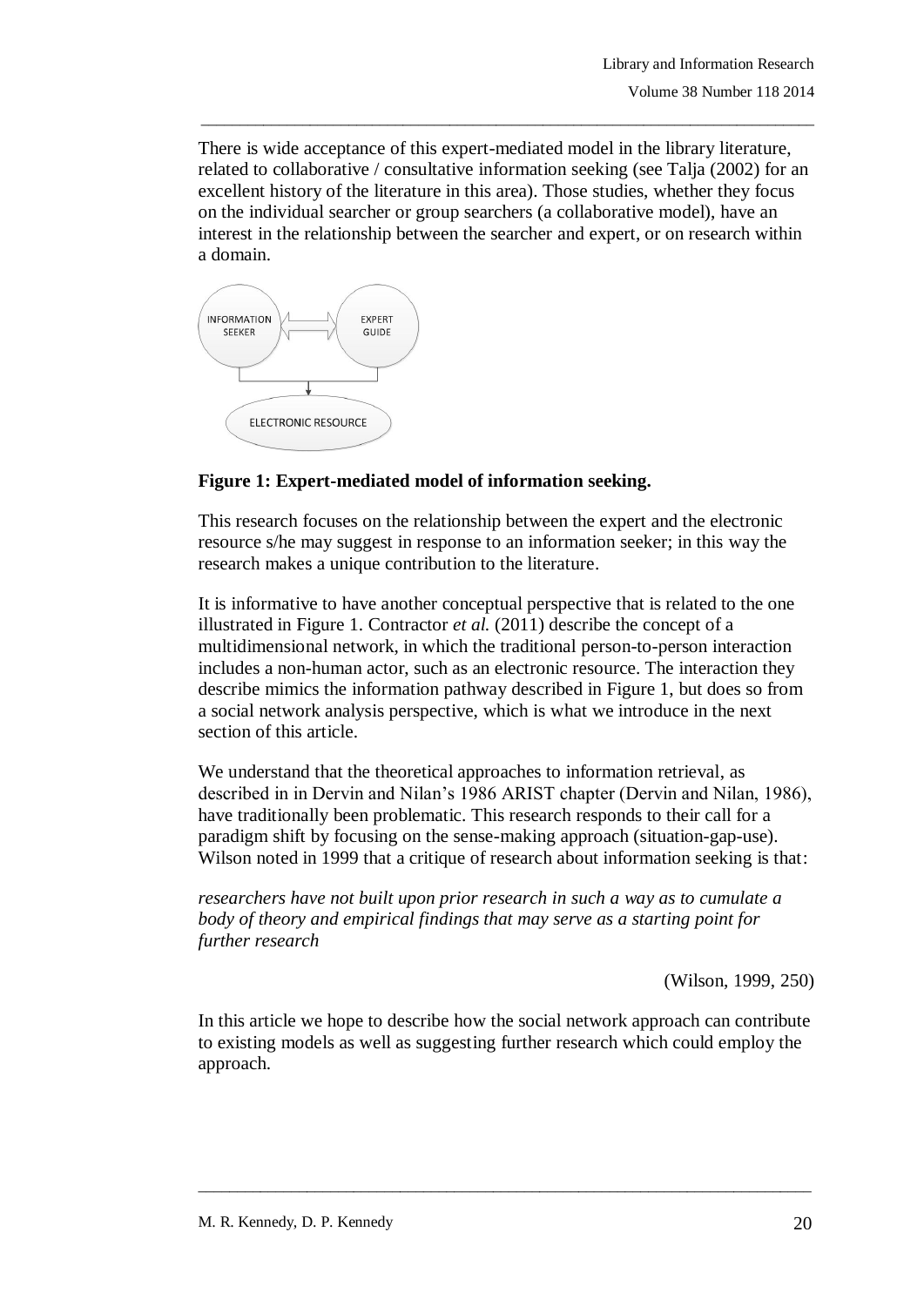There is wide acceptance of this expert-mediated model in the library literature, related to collaborative / consultative information seeking (see Talja (2002) for an excellent history of the literature in this area). Those studies, whether they focus on the individual searcher or group searchers (a collaborative model), have an interest in the relationship between the searcher and expert, or on research within a domain.

**Figure 1: Expert-mediated model of information seeking.**

This research focuses on the relationship between the expert and the electronic resource s/he may suggest in response to an information seeker; in this way the research makes a unique contribution to the literature.

It is informative to have another conceptual perspective that is related to the one illustrated in Figure 1. Contractor *et al.* (2011) describe the concept of a multidimensional network, in which the traditional person-to-person interaction includes a non-human actor, such as an electronic resource. The interaction they describe mimics the information pathway described in Figure 1, but does so from a social network analysis perspective, which is what we introduce in the next section of this article.

We understand that the theoretical approaches to information retrieval, as described in in Dervin and Nilan's 1986 ARIST chapter (Dervin and Nilan, 1986), have traditionally been problematic. This research responds to their call for a paradigm shift by focusing on the sense-making approach (situation-gap-use). Wilson noted in 1999 that a critique of research about information seeking is that:

*researchers have not built upon prior research in such a way as to cumulate a body of theory and empirical findings that may serve as a starting point for further research*

(Wilson, 1999, 250)

In this article we hope to describe how the social network approach can contribute to existing models as well as suggesting further research which could employ the approach.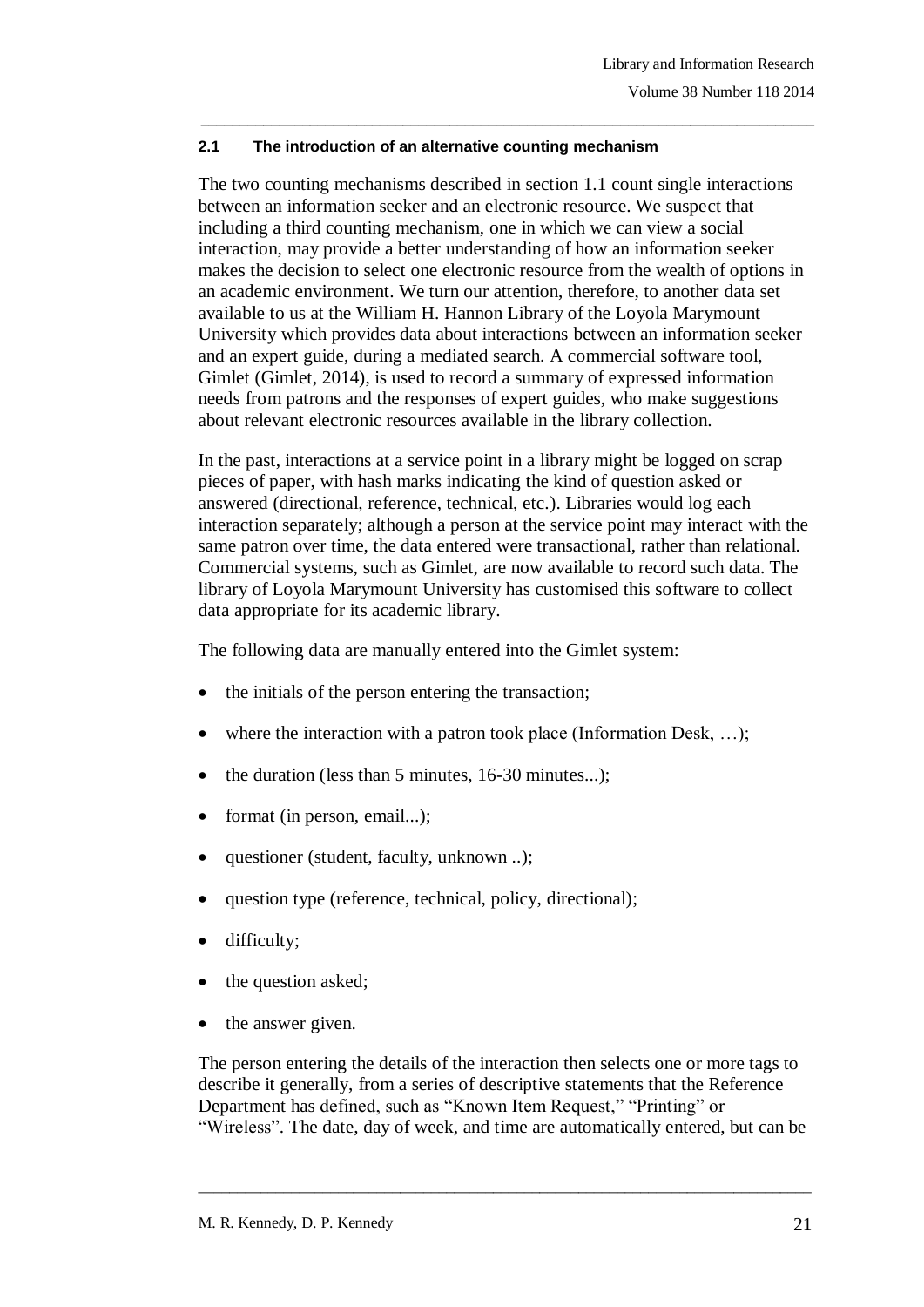### 2.1 The introduction of an alternative counting mechanism

The two counting mechanisms described in section 1.1 count single interactions between an information seeker and an electronic resource. We suspect that including a third counting mechanism, one in which we can view a social interaction, may provide a better understanding of how an information seeker makes the decision to select one electronic resource from the wealth of options in an academic environment. We turn our attention, therefore, to another data set available to us at the William H. Hannon Library of the Loyola Marymount University which provides data about interactions between an information seeker and an expert guide, during a mediated search. A commercial software tool, Gimlet (Gimlet, 2014), is used to record a summary of expressed information needs from patrons and the responses of expert guides, who make suggestions about relevant electronic resources available in the library collection.

In the past, interactions at a service point in a library might be logged on scrap pieces of paper, with hash marks indicating the kind of question asked or answered (directional, reference, technical, etc.). Libraries would log each interaction separately; although a person at the service point may interact with the same patron over time, the data entered were transactional, rather than relational. Commercial systems, such as Gimlet, are now available to record such data. The library of Loyola Marymount University has customised this software to collect data appropriate for its academic library.

The following data are manually entered into the Gimlet system:

- the initials of the person entering the transaction;
- where the interaction with a patron took place (Information Desk, …);
- the duration (less than 5 minutes, 16-30 minutes...);
- format (in person, email...);
- questioner (student, faculty, unknown ..);
- question type (reference, technical, policy, directional);
- difficulty;
- the question asked;
- the answer given.

The person entering the details of the interaction then selects one or more tags to describe it generally, from a series of descriptive statements that the Reference Department has defined, such as "Known Item Request," "Printing" or "Wireless". The date, day of week, and time are automatically entered, but can be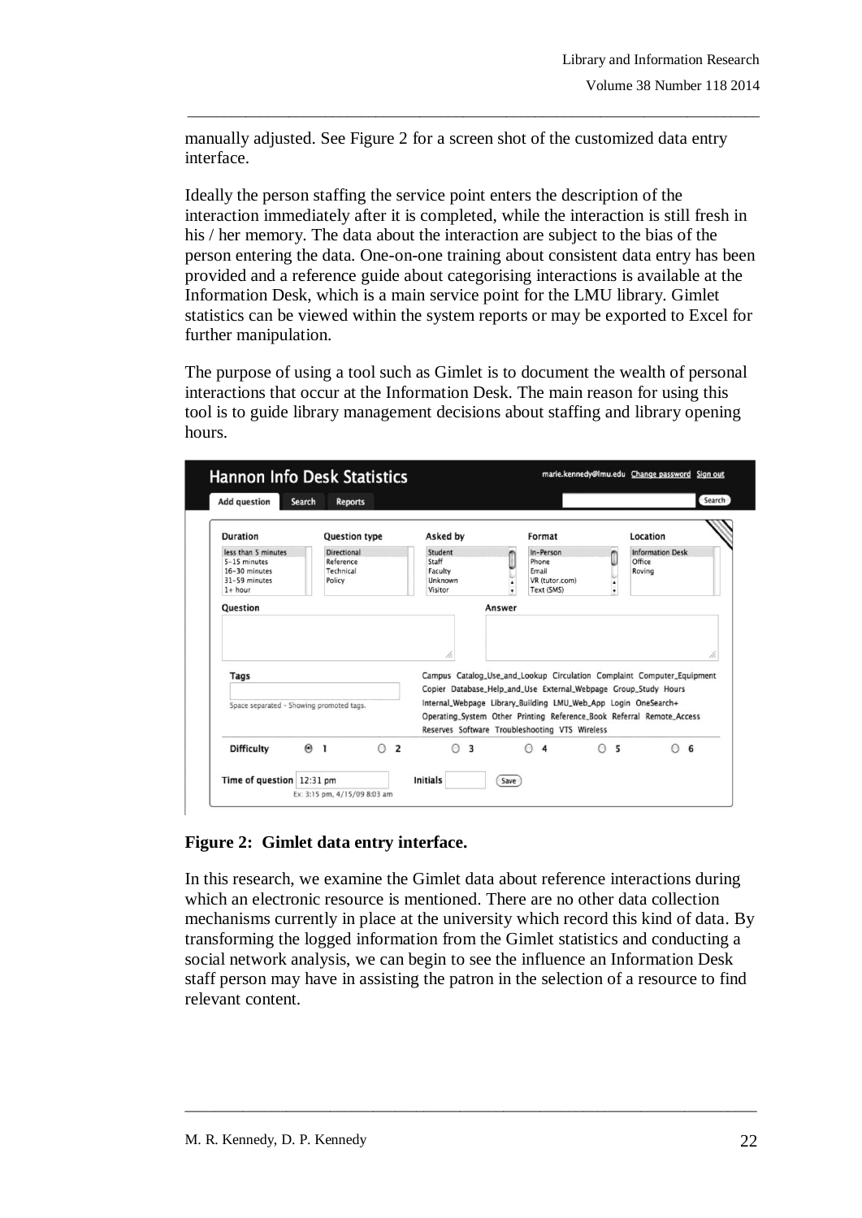manually adjusted. See Figure 2 for a screen shot of the customized data entry interface.

Ideally the person staffing the service point enters the description of the interaction immediately after it is completed, while the interaction is still fresh in his / her memory. The data about the interaction are subject to the bias of the person entering the data. One-on-one training about consistent data entry has been provided and a reference guide about categorising interactions is available at the Information Desk, which is a main service point for the LMU library. Gimlet statistics can be viewed within the system reports or may be exported to Excel for further manipulation.

The purpose of using a tool such as Gimlet is to document the wealth of personal interactions that occur at the Information Desk. The main reason for using this tool is to guide library management decisions about staffing and library opening hours.

**Figure 2: Gimlet data entry interface.**

In this research, we examine the Gimlet data about reference interactions during which an electronic resource is mentioned. There are no other data collection mechanisms currently in place at the university which record this kind of data. By transforming the logged information from the Gimlet statistics and conducting a social network analysis, we can begin to see the influence an Information Desk staff person may have in assisting the patron in the selection of a resource to find relevant content.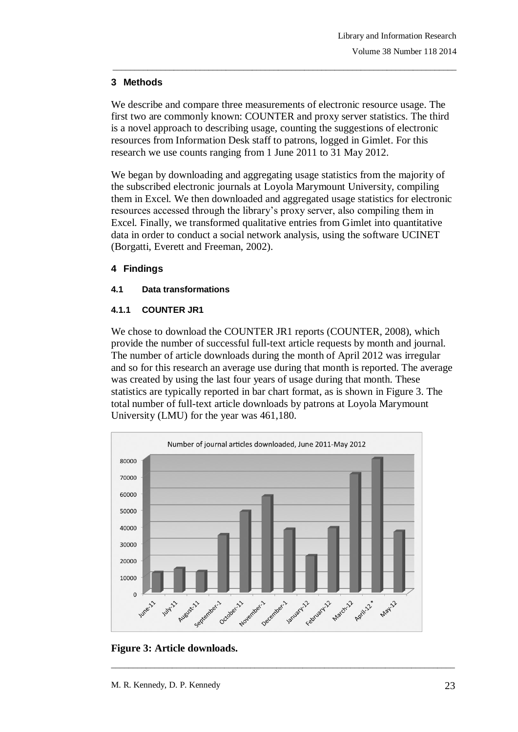## 3 Methods

We describe and compare three measurements of electronic resource usage. The first two are commonly known: COUNTER and proxy server statistics. The third is a novel approach to describing usage, counting the suggestions of electronic resources from Information Desk staff to patrons, logged in Gimlet. For this research we use counts ranging from 1 June 2011 to 31 May 2012.

We began by downloading and aggregating usage statistics from the majority of the subscribed electronic journals at Loyola Marymount University, compiling them in Excel. We then downloaded and aggregated usage statistics for electronic resources accessed through the library's proxy server, also compiling them in Excel. Finally, we transformed qualitative entries from Gimlet into quantitative data in order to conduct a social network analysis, using the software UCINET (Borgatti, Everett and Freeman, 2002).

## 4 Findings

### 4.1 Data transformations

#### 4.1.1 COUNTER JR1

We chose to download the COUNTER JR1 reports (COUNTER, 2008), which provide the number of successful full-text article requests by month and journal. The number of article downloads during the month of April 2012 was irregular and so for this research an average use during that month is reported. The average was created by using the last four years of usage during that month. These statistics are typically reported in bar chart format, as is shown in Figure 3. The total number of full-text article downloads by patrons at Loyola Marymount University (LMU) for the year was 461,180.

**Figure 3: Article downloads.**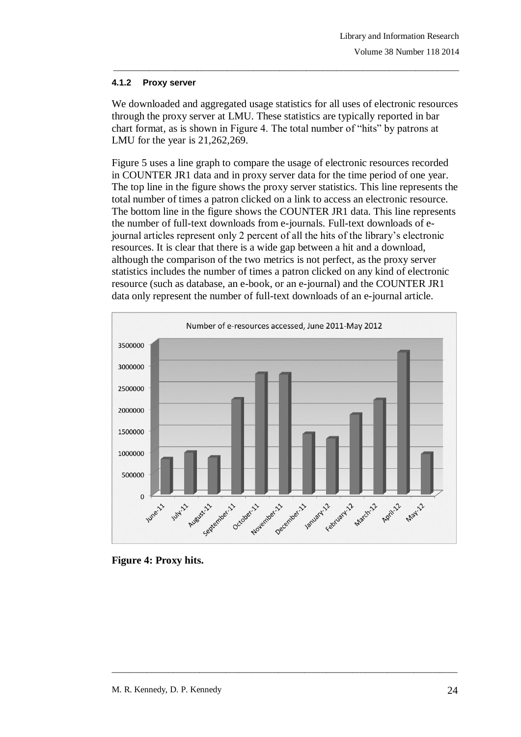#### 4.1.2 Proxy server

We downloaded and aggregated usage statistics for all uses of electronic resources through the proxy server at LMU. These statistics are typically reported in bar chart format, as is shown in Figure 4. The total number of "hits" by patrons at LMU for the year is 21,262,269.

Figure 5 uses a line graph to compare the usage of electronic resources recorded in COUNTER JR1 data and in proxy server data for the time period of one year. The top line in the figure shows the proxy server statistics. This line represents the total number of times a patron clicked on a link to access an electronic resource. The bottom line in the figure shows the COUNTER JR1 data. This line represents the number of full-text downloads from e-journals. Full-text downloads of e-journal articles represent only 2 percent of all the hits of the library's electronic resources. It is clear that there is a wide gap between a hit and a download, although the comparison of the two metrics is not perfect, as the proxy server statistics includes the number of times a patron clicked on any kind of electronic resource (such as database, an e-book, or an e-journal) and the COUNTER JR1 data only represent the number of full-text downloads of an e-journal article.

**Figure 4: Proxy hits.**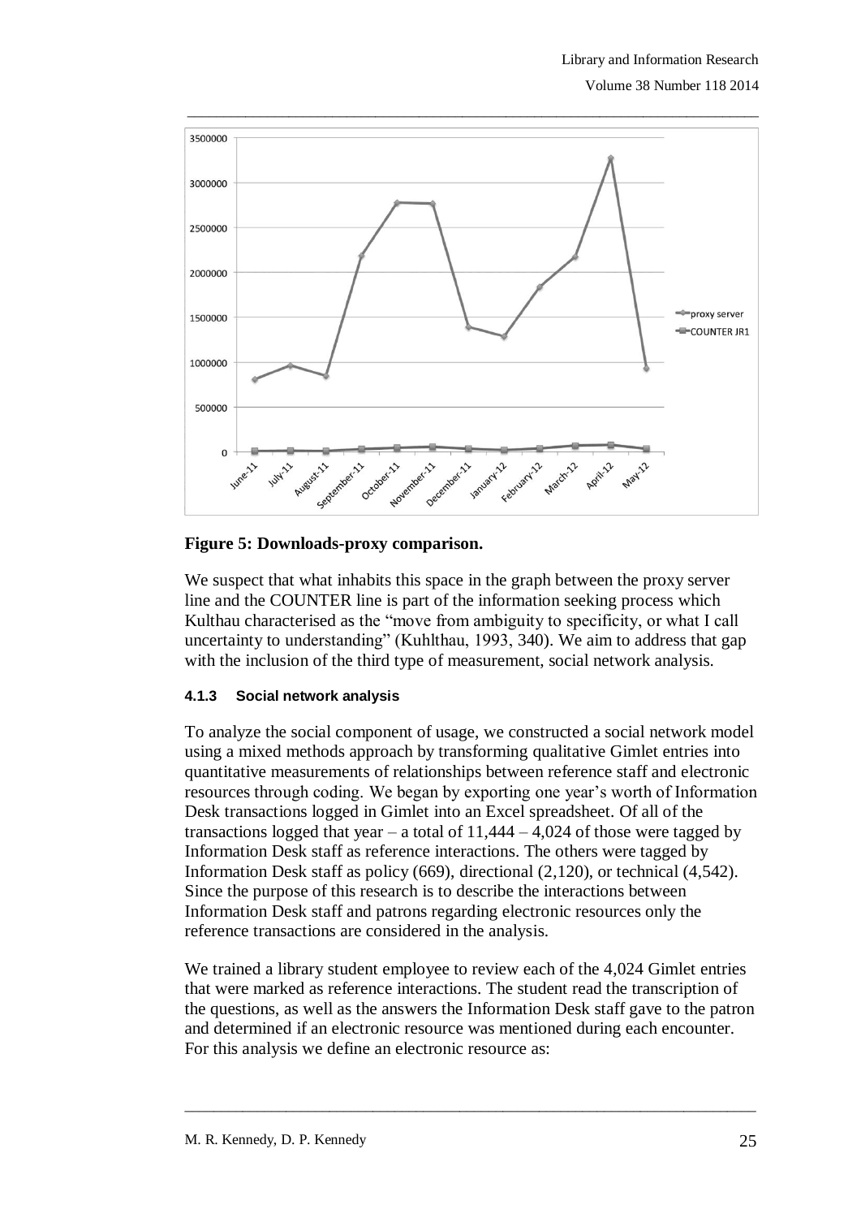**Figure 5: Downloads-proxy comparison.**

We suspect that what inhabits this space in the graph between the proxy server line and the COUNTER line is part of the information seeking process which Kulthau characterised as the "move from ambiguity to specificity, or what I call uncertainty to understanding" (Kuhlthau, 1993, 340). We aim to address that gap with the inclusion of the third type of measurement, social network analysis.

#### 4.1.3 Social network analysis

To analyze the social component of usage, we constructed a social network model using a mixed methods approach by transforming qualitative Gimlet entries into quantitative measurements of relationships between reference staff and electronic resources through coding. We began by exporting one year's worth of Information Desk transactions logged in Gimlet into an Excel spreadsheet. Of all of the transactions logged that year – a total of 11,444 – 4,024 of those were tagged by Information Desk staff as reference interactions. The others were tagged by Information Desk staff as policy (669), directional (2,120), or technical (4,542). Since the purpose of this research is to describe the interactions between Information Desk staff and patrons regarding electronic resources only the reference transactions are considered in the analysis.

We trained a library student employee to review each of the 4,024 Gimlet entries that were marked as reference interactions. The student read the transcription of the questions, as well as the answers the Information Desk staff gave to the patron and determined if an electronic resource was mentioned during each encounter. For this analysis we define an electronic resource as: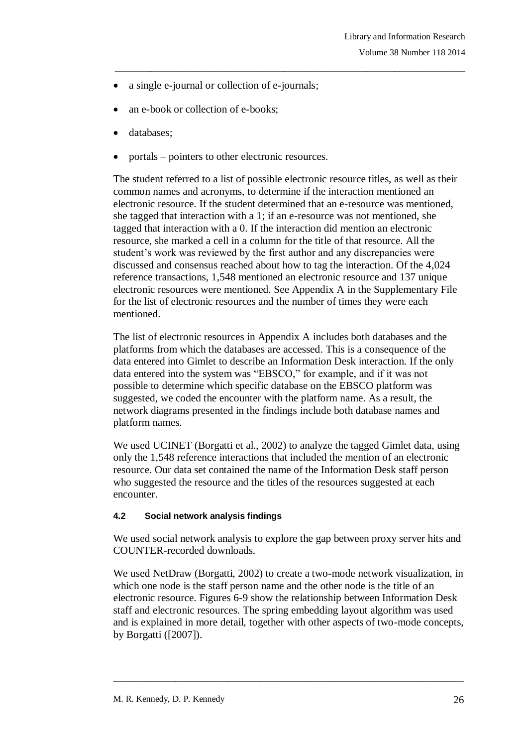- a single e-journal or collection of e-journals;
- an e-book or collection of e-books;
- databases;
- portals – pointers to other electronic resources.

The student referred to a list of possible electronic resource titles, as well as their common names and acronyms, to determine if the interaction mentioned an electronic resource. If the student determined that an e-resource was mentioned, she tagged that interaction with a 1; if an e-resource was not mentioned, she tagged that interaction with a 0. If the interaction did mention an electronic resource, she marked a cell in a column for the title of that resource. All the student's work was reviewed by the first author and any discrepancies were discussed and consensus reached about how to tag the interaction. Of the 4,024 reference transactions, 1,548 mentioned an electronic resource and 137 unique electronic resources were mentioned. See Appendix A in the Supplementary File for the list of electronic resources and the number of times they were each mentioned.

The list of electronic resources in Appendix A includes both databases and the platforms from which the databases are accessed. This is a consequence of the data entered into Gimlet to describe an Information Desk interaction. If the only data entered into the system was "EBSCO," for example, and if it was not possible to determine which specific database on the EBSCO platform was suggested, we coded the encounter with the platform name. As a result, the network diagrams presented in the findings include both database names and platform names.

We used UCINET (Borgatti et al., 2002) to analyze the tagged Gimlet data, using only the 1,548 reference interactions that included the mention of an electronic resource. Our data set contained the name of the Information Desk staff person who suggested the resource and the titles of the resources suggested at each encounter.

#### 4.2 Social network analysis findings

We used social network analysis to explore the gap between proxy server hits and COUNTER-recorded downloads.

We used NetDraw (Borgatti, 2002) to create a two-mode network visualization, in which one node is the staff person name and the other node is the title of an electronic resource. Figures 6-9 show the relationship between Information Desk staff and electronic resources. The spring embedding layout algorithm was used and is explained in more detail, together with other aspects of two-mode concepts, by Borgatti ([2007]).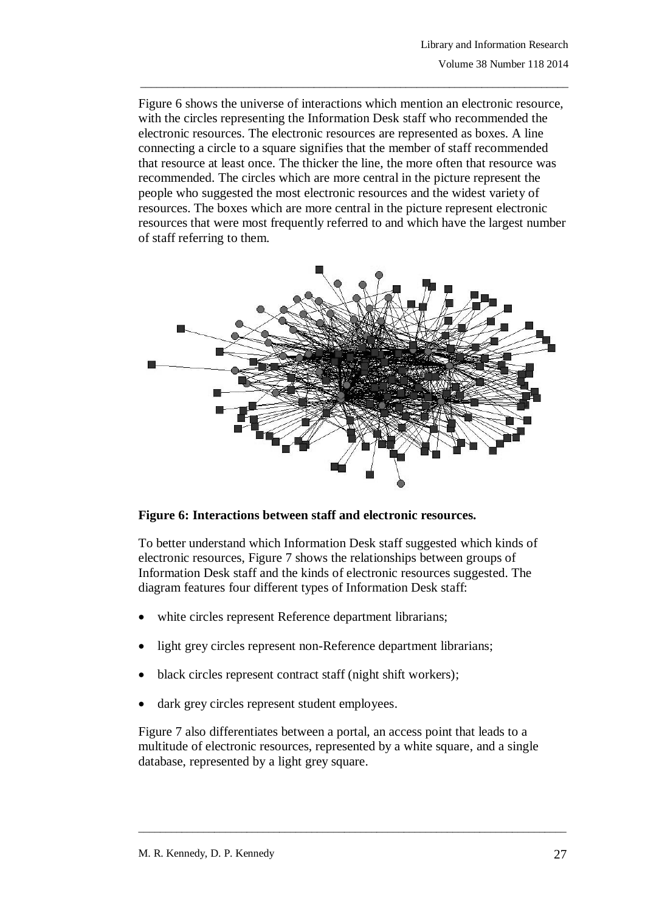Figure 6 shows the universe of interactions which mention an electronic resource, with the circles representing the Information Desk staff who recommended the electronic resources. The electronic resources are represented as boxes. A line connecting a circle to a square signifies that the member of staff recommended that resource at least once. The thicker the line, the more often that resource was recommended. The circles which are more central in the picture represent the people who suggested the most electronic resources and the widest variety of resources. The boxes which are more central in the picture represent electronic resources that were most frequently referred to and which have the largest number of staff referring to them.

**Figure 6: Interactions between staff and electronic resources.**

To better understand which Information Desk staff suggested which kinds of electronic resources, Figure 7 shows the relationships between groups of Information Desk staff and the kinds of electronic resources suggested. The diagram features four different types of Information Desk staff:

- white circles represent Reference department librarians;
- light grey circles represent non-Reference department librarians;
- black circles represent contract staff (night shift workers);
- dark grey circles represent student employees.

Figure 7 also differentiates between a portal, an access point that leads to a multitude of electronic resources, represented by a white square, and a single database, represented by a light grey square.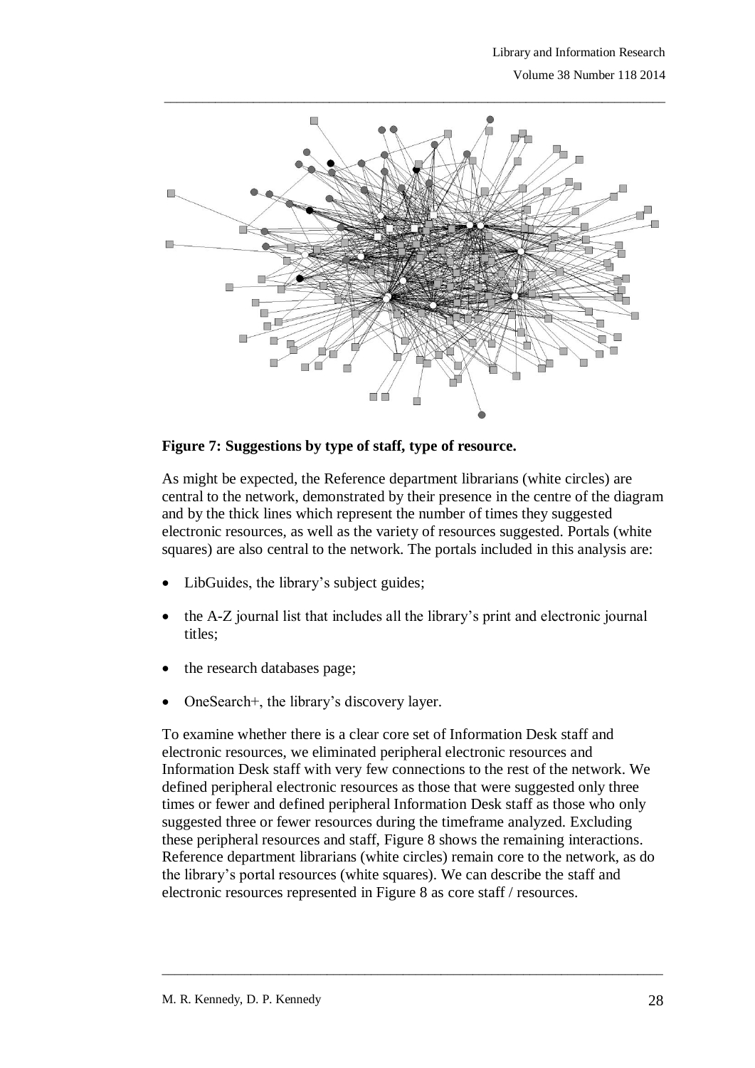**Figure 7: Suggestions by type of staff, type of resource.**

As might be expected, the Reference department librarians (white circles) are central to the network, demonstrated by their presence in the centre of the diagram and by the thick lines which represent the number of times they suggested electronic resources, as well as the variety of resources suggested. Portals (white squares) are also central to the network. The portals included in this analysis are:

- LibGuides, the library's subject guides;
- the A-Z journal list that includes all the library's print and electronic journal titles;
- the research databases page;
- OneSearch+, the library's discovery layer.

To examine whether there is a clear core set of Information Desk staff and electronic resources, we eliminated peripheral electronic resources and Information Desk staff with very few connections to the rest of the network. We defined peripheral electronic resources as those that were suggested only three times or fewer and defined peripheral Information Desk staff as those who only suggested three or fewer resources during the timeframe analyzed. Excluding these peripheral resources and staff, Figure 8 shows the remaining interactions. Reference department librarians (white circles) remain core to the network, as do the library's portal resources (white squares). We can describe the staff and electronic resources represented in Figure 8 as core staff / resources.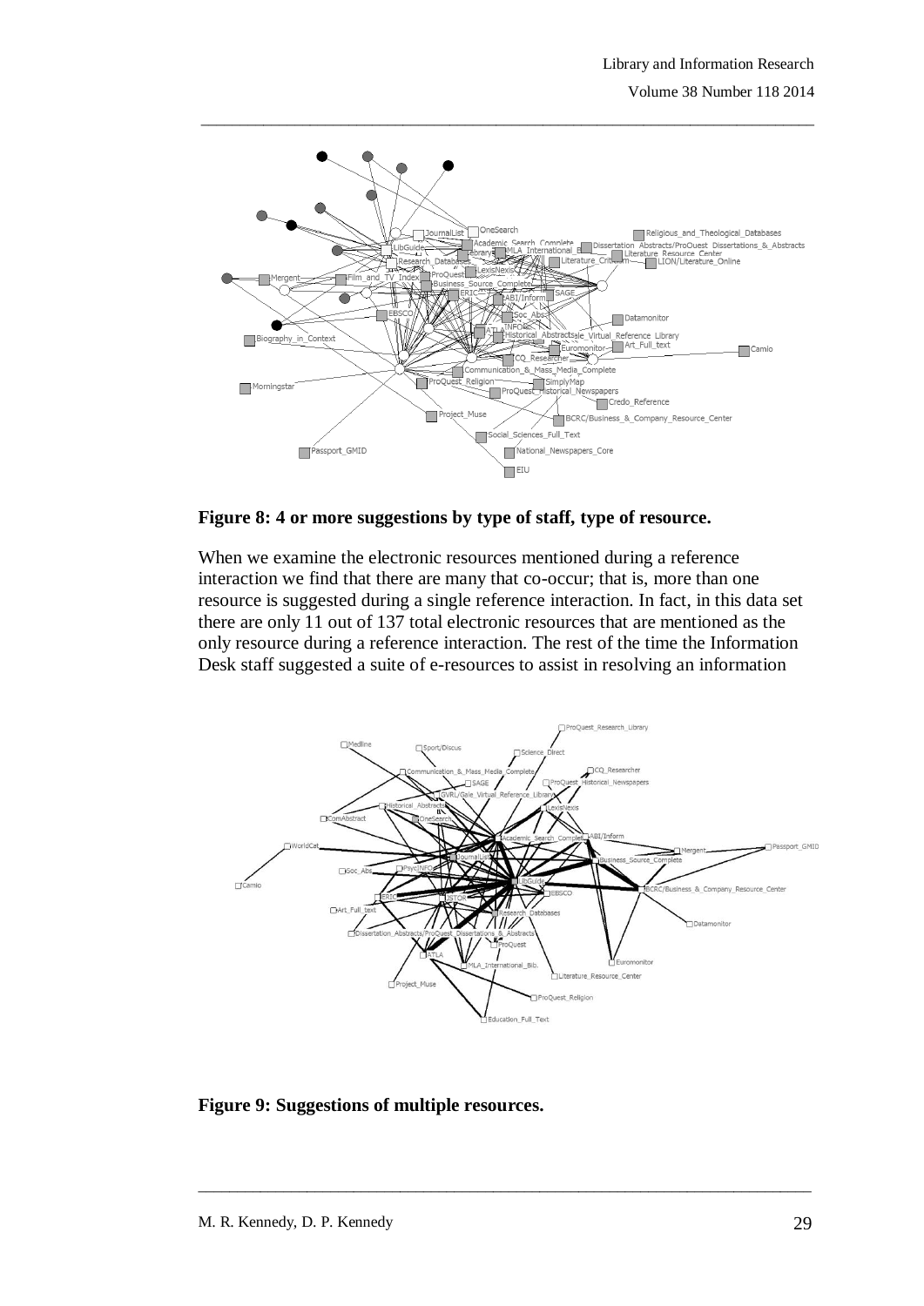**Figure 8: 4 or more suggestions by type of staff, type of resource.**

When we examine the electronic resources mentioned during a reference interaction we find that there are many that co-occur; that is, more than one resource is suggested during a single reference interaction. In fact, in this data set there are only 11 out of 137 total electronic resources that are mentioned as the only resource during a reference interaction. The rest of the time the Information Desk staff suggested a suite of e-resources to assist in resolving an information

**Figure 9: Suggestions of multiple resources.**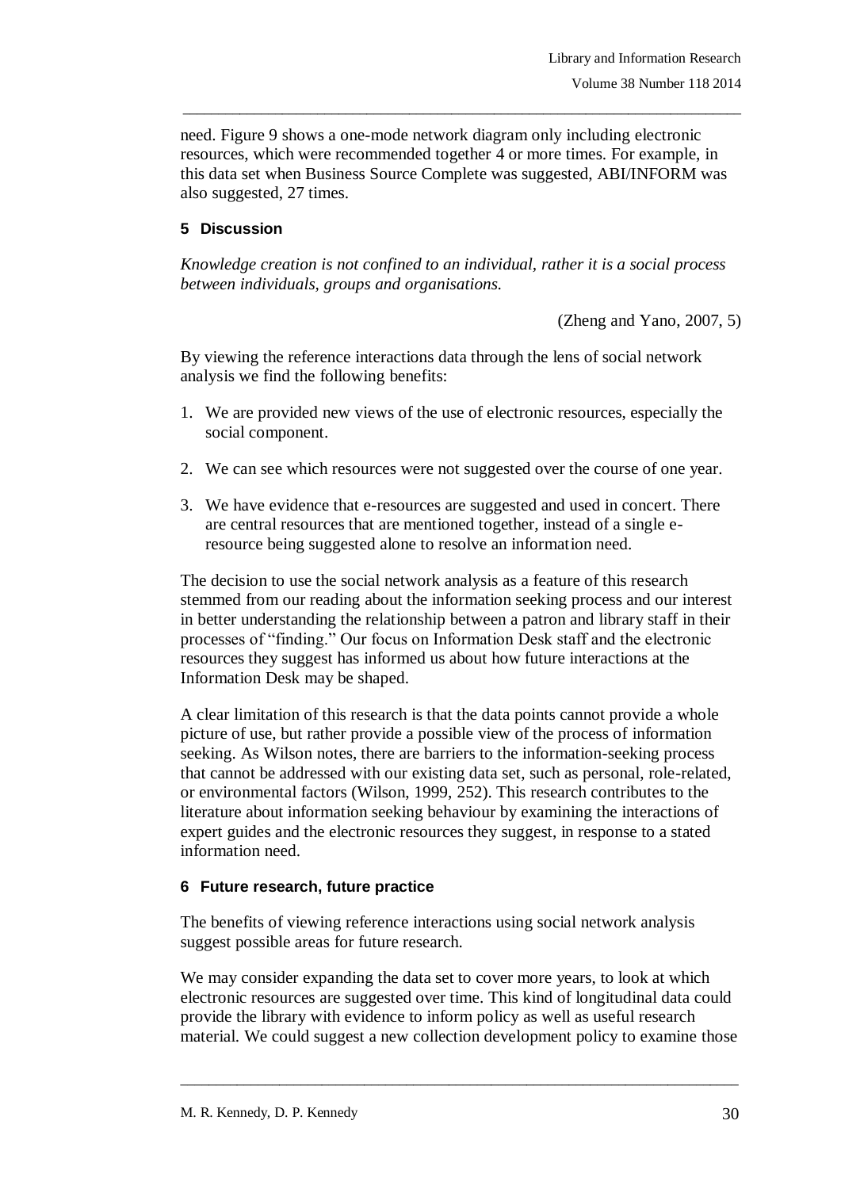need. Figure 9 shows a one-mode network diagram only including electronic resources, which were recommended together 4 or more times. For example, in this data set when Business Source Complete was suggested, ABI/INFORM was also suggested, 27 times.

## 5 Discussion

*Knowledge creation is not confined to an individual, rather it is a social process between individuals, groups and organisations.*

(Zheng and Yano, 2007, 5)

By viewing the reference interactions data through the lens of social network analysis we find the following benefits:

1. We are provided new views of the use of electronic resources, especially the social component.
2. We can see which resources were not suggested over the course of one year.
3. We have evidence that e-resources are suggested and used in concert. There are central resources that are mentioned together, instead of a single e-resource being suggested alone to resolve an information need.

The decision to use the social network analysis as a feature of this research stemmed from our reading about the information seeking process and our interest in better understanding the relationship between a patron and library staff in their processes of "finding." Our focus on Information Desk staff and the electronic resources they suggest has informed us about how future interactions at the Information Desk may be shaped.

A clear limitation of this research is that the data points cannot provide a whole picture of use, but rather provide a possible view of the process of information seeking. As Wilson notes, there are barriers to the information-seeking process that cannot be addressed with our existing data set, such as personal, role-related, or environmental factors (Wilson, 1999, 252). This research contributes to the literature about information seeking behaviour by examining the interactions of expert guides and the electronic resources they suggest, in response to a stated information need.

## 6 Future research, future practice

The benefits of viewing reference interactions using social network analysis suggest possible areas for future research.

We may consider expanding the data set to cover more years, to look at which electronic resources are suggested over time. This kind of longitudinal data could provide the library with evidence to inform policy as well as useful research material. We could suggest a new collection development policy to examine those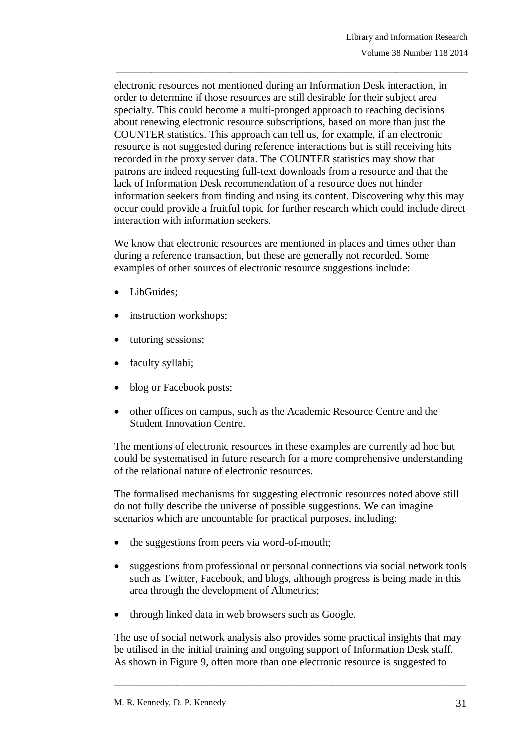electronic resources not mentioned during an Information Desk interaction, in order to determine if those resources are still desirable for their subject area specialty. This could become a multi-pronged approach to reaching decisions about renewing electronic resource subscriptions, based on more than just the COUNTER statistics. This approach can tell us, for example, if an electronic resource is not suggested during reference interactions but is still receiving hits recorded in the proxy server data. The COUNTER statistics may show that patrons are indeed requesting full-text downloads from a resource and that the lack of Information Desk recommendation of a resource does not hinder information seekers from finding and using its content. Discovering why this may occur could provide a fruitful topic for further research which could include direct interaction with information seekers.

We know that electronic resources are mentioned in places and times other than during a reference transaction, but these are generally not recorded. Some examples of other sources of electronic resource suggestions include:

- LibGuides;
- instruction workshops;
- tutoring sessions;
- faculty syllabi;
- blog or Facebook posts;
- other offices on campus, such as the Academic Resource Centre and the Student Innovation Centre.

The mentions of electronic resources in these examples are currently ad hoc but could be systematised in future research for a more comprehensive understanding of the relational nature of electronic resources.

The formalised mechanisms for suggesting electronic resources noted above still do not fully describe the universe of possible suggestions. We can imagine scenarios which are uncountable for practical purposes, including:

- the suggestions from peers via word-of-mouth;
- suggestions from professional or personal connections via social network tools such as Twitter, Facebook, and blogs, although progress is being made in this area through the development of Altmetrics;
- through linked data in web browsers such as Google.

The use of social network analysis also provides some practical insights that may be utilised in the initial training and ongoing support of Information Desk staff. As shown in Figure 9, often more than one electronic resource is suggested to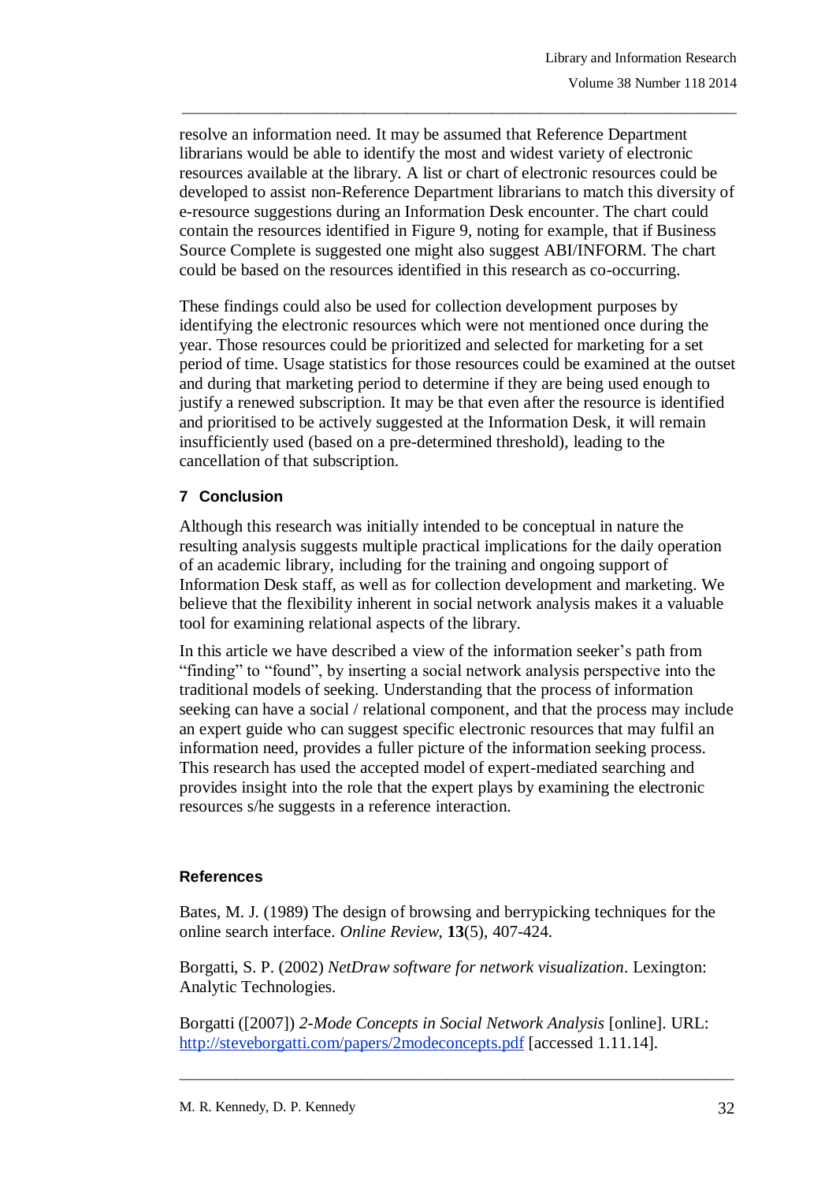resolve an information need. It may be assumed that Reference Department librarians would be able to identify the most and widest variety of electronic resources available at the library. A list or chart of electronic resources could be developed to assist non-Reference Department librarians to match this diversity of e-resource suggestions during an Information Desk encounter. The chart could contain the resources identified in Figure 9, noting for example, that if Business Source Complete is suggested one might also suggest ABI/INFORM. The chart could be based on the resources identified in this research as co-occurring.

These findings could also be used for collection development purposes by identifying the electronic resources which were not mentioned once during the year. Those resources could be prioritized and selected for marketing for a set period of time. Usage statistics for those resources could be examined at the outset and during that marketing period to determine if they are being used enough to justify a renewed subscription. It may be that even after the resource is identified and prioritised to be actively suggested at the Information Desk, it will remain insufficiently used (based on a pre-determined threshold), leading to the cancellation of that subscription.

## 7 Conclusion

Although this research was initially intended to be conceptual in nature the resulting analysis suggests multiple practical implications for the daily operation of an academic library, including for the training and ongoing support of Information Desk staff, as well as for collection development and marketing. We believe that the flexibility inherent in social network analysis makes it a valuable tool for examining relational aspects of the library.

In this article we have described a view of the information seeker's path from "finding" to "found", by inserting a social network analysis perspective into the traditional models of seeking. Understanding that the process of information seeking can have a social / relational component, and that the process may include an expert guide who can suggest specific electronic resources that may fulfil an information need, provides a fuller picture of the information seeking process. This research has used the accepted model of expert-mediated searching and provides insight into the role that the expert plays by examining the electronic resources s/he suggests in a reference interaction.

## References

Bates, M. J. (1989) The design of browsing and berrypicking techniques for the online search interface. *Online Review*, **13**(5), 407-424.

Borgatti, S. P. (2002) *NetDraw software for network visualization*. Lexington: Analytic Technologies.

Borgatti ([2007]) *2-Mode Concepts in Social Network Analysis* [online]. URL: http://steveborgatti.com/papers/2modeconcepts.pdf [accessed 1.11.14].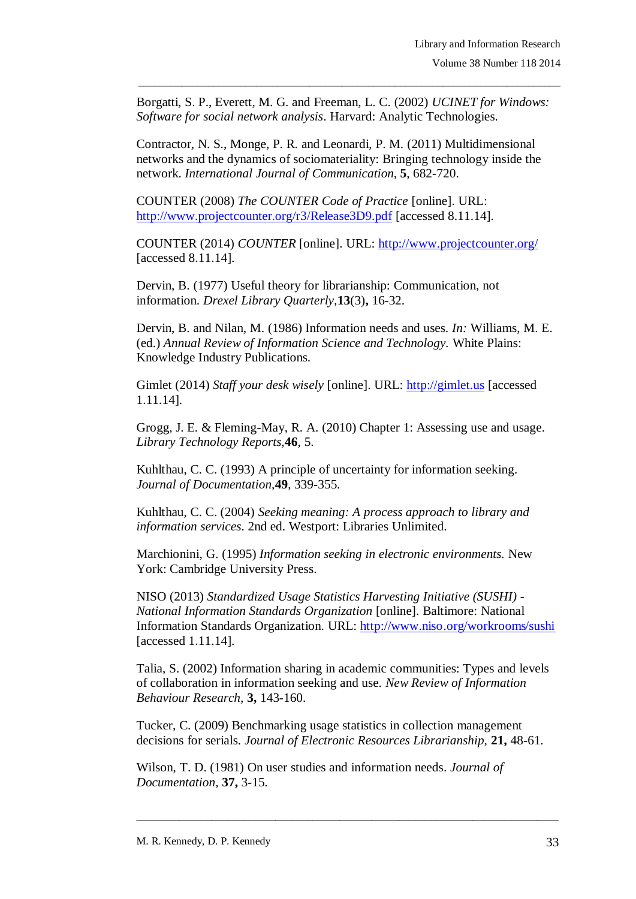Borgatti, S. P., Everett, M. G. and Freeman, L. C. (2002) *UCINET for Windows: Software for social network analysis*. Harvard: Analytic Technologies.

Contractor, N. S., Monge, P. R. and Leonardi, P. M. (2011) Multidimensional networks and the dynamics of sociomateriality: Bringing technology inside the network. *International Journal of Communication*, **5**, 682-720.

COUNTER (2008) *The COUNTER Code of Practice* [online]. URL: http://www.projectcounter.org/r3/Release3D9.pdf [accessed 8.11.14].

COUNTER (2014) *COUNTER* [online]. URL: http://www.projectcounter.org/ [accessed 8.11.14].

Dervin, B. (1977) Useful theory for librarianship: Communication, not information. *Drexel Library Quarterly*,**13**(3)**,** 16-32.

Dervin, B. and Nilan, M. (1986) Information needs and uses. *In:* Williams, M. E. (ed.) *Annual Review of Information Science and Technology.* White Plains: Knowledge Industry Publications.

Gimlet (2014) *Staff your desk wisely* [online]. URL: http://gimlet.us [accessed 1.11.14].

Grogg, J. E. & Fleming-May, R. A. (2010) Chapter 1: Assessing use and usage. *Library Technology Reports*,**46**, 5.

Kuhlthau, C. C. (1993) A principle of uncertainty for information seeking. *Journal of Documentation*,**49**, 339-355.

Kuhlthau, C. C. (2004) *Seeking meaning: A process approach to library and information services*. 2nd ed. Westport: Libraries Unlimited.

Marchionini, G. (1995) *Information seeking in electronic environments.* New York: Cambridge University Press.

NISO (2013) *Standardized Usage Statistics Harvesting Initiative (SUSHI) - National Information Standards Organization* [online]. Baltimore: National Information Standards Organization. URL: http://www.niso.org/workrooms/sushi [accessed 1.11.14].

Talia, S. (2002) Information sharing in academic communities: Types and levels of collaboration in information seeking and use. *New Review of Information Behaviour Research,* **3,** 143-160.

Tucker, C. (2009) Benchmarking usage statistics in collection management decisions for serials. *Journal of Electronic Resources Librarianship,* **21,** 48-61.

Wilson, T. D. (1981) On user studies and information needs. *Journal of Documentation,* **37,** 3-15.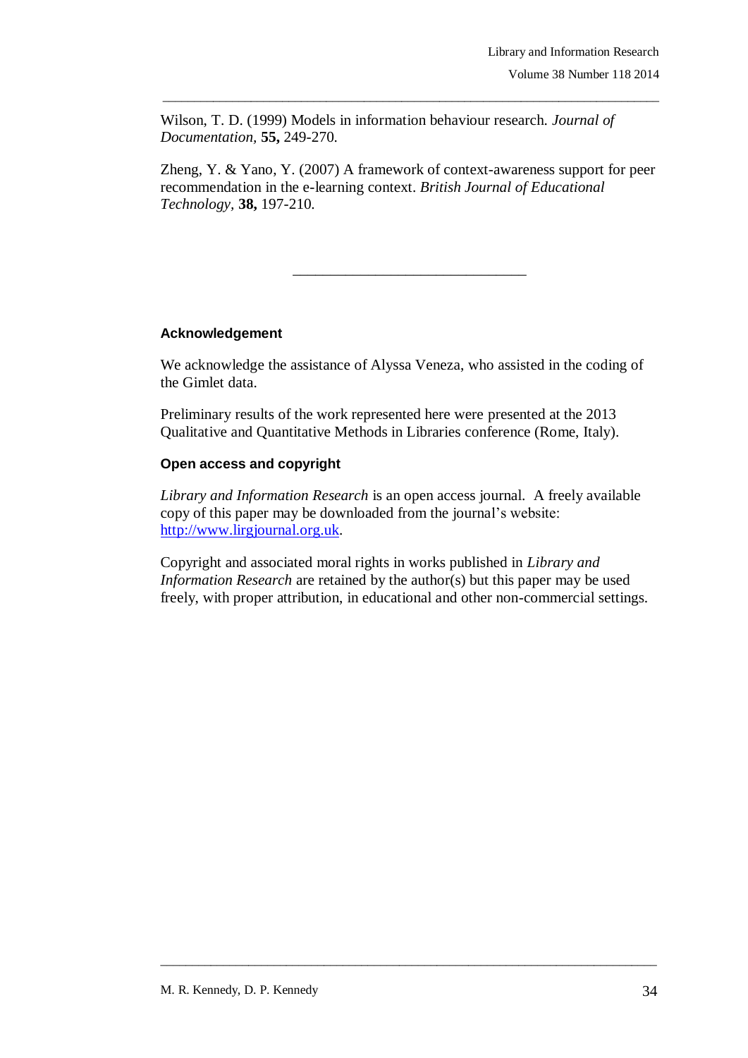Wilson, T. D. (1999) Models in information behaviour research. *Journal of Documentation*, **55,** 249-270.

Zheng, Y. & Yano, Y. (2007) A framework of context-awareness support for peer recommendation in the e-learning context. *British Journal of Educational Technology*, **38,** 197-210.

---

### Acknowledgement

We acknowledge the assistance of Alyssa Veneza, who assisted in the coding of the Gimlet data.

Preliminary results of the work represented here were presented at the 2013 Qualitative and Quantitative Methods in Libraries conference (Rome, Italy).

### Open access and copyright

*Library and Information Research* is an open access journal. A freely available copy of this paper may be downloaded from the journal's website: [http://www.lirgjournal.org.uk](http://www.lirgjournal.org.uk).

Copyright and associated moral rights in works published in *Library and Information Research* are retained by the author(s) but this paper may be used freely, with proper attribution, in educational and other non-commercial settings.